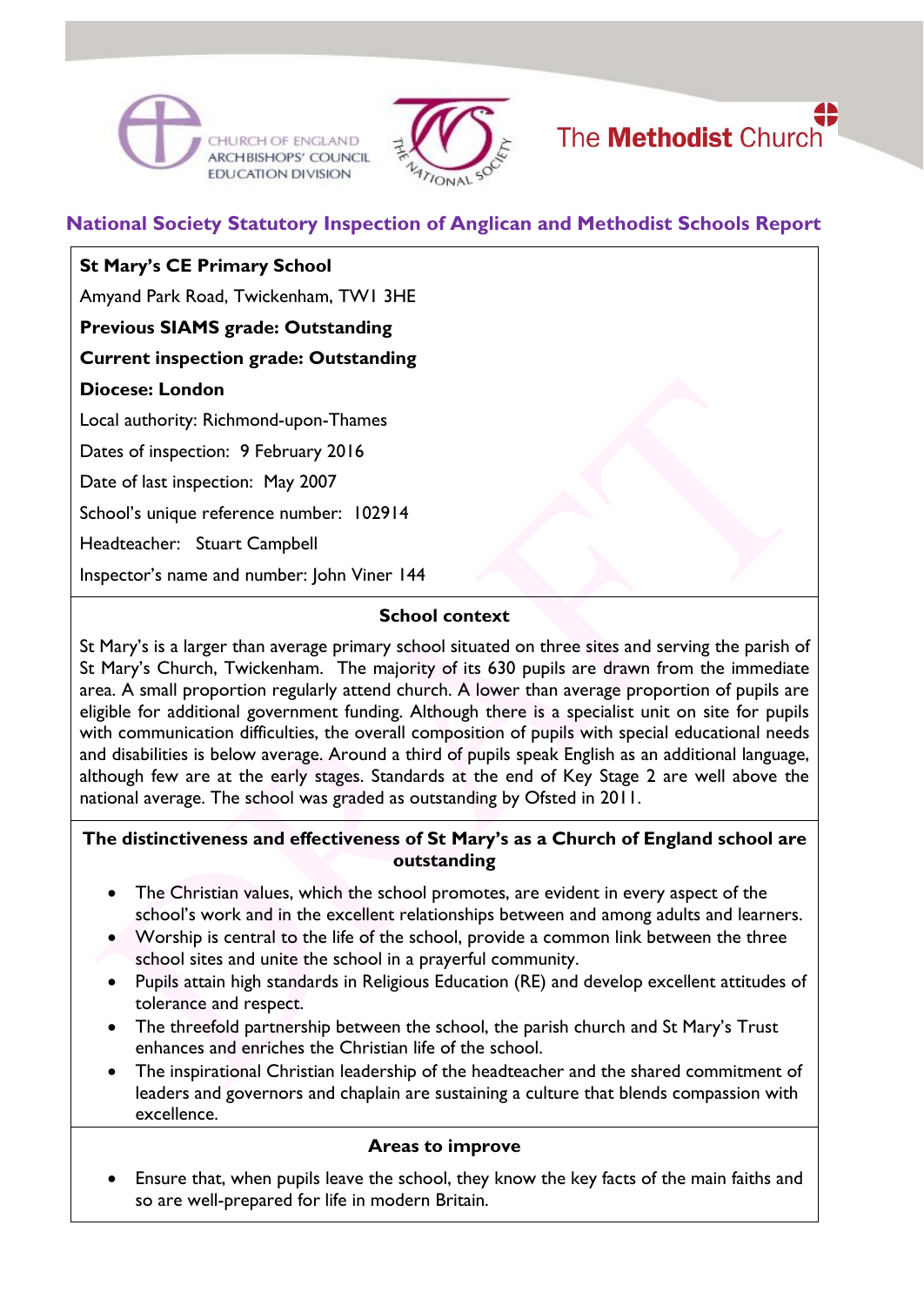CHURCH OF ENGLAND ARCHBISHOPS' COUNCIL EDUCATION DIVISION

The Methodist Church

## National Society Statutory Inspection of Anglican and Methodist Schools Report

**St Mary's CE Primary School**

Amyand Park Road, Twickenham, TW1 3HE

**Previous SIAMS grade: Outstanding**

**Current inspection grade: Outstanding**

**Diocese: London**

Local authority: Richmond-upon-Thames

Dates of inspection: 9 February 2016

Date of last inspection: May 2007

School's unique reference number: 102914

Headteacher: Stuart Campbell

Inspector's name and number: John Viner 144

### School context

St Mary's is a larger than average primary school situated on three sites and serving the parish of St Mary's Church, Twickenham. The majority of its 630 pupils are drawn from the immediate area. A small proportion regularly attend church. A lower than average proportion of pupils are eligible for additional government funding. Although there is a specialist unit on site for pupils with communication difficulties, the overall composition of pupils with special educational needs and disabilities is below average. Around a third of pupils speak English as an additional language, although few are at the early stages. Standards at the end of Key Stage 2 are well above the national average. The school was graded as outstanding by Ofsted in 2011.

### The distinctiveness and effectiveness of St Mary's as a Church of England school are outstanding

- The Christian values, which the school promotes, are evident in every aspect of the school's work and in the excellent relationships between and among adults and learners.
- Worship is central to the life of the school, provide a common link between the three school sites and unite the school in a prayerful community.
- Pupils attain high standards in Religious Education (RE) and develop excellent attitudes of tolerance and respect.
- The threefold partnership between the school, the parish church and St Mary's Trust enhances and enriches the Christian life of the school.
- The inspirational Christian leadership of the headteacher and the shared commitment of leaders and governors and chaplain are sustaining a culture that blends compassion with excellence.

### Areas to improve

- Ensure that, when pupils leave the school, they know the key facts of the main faiths and so are well-prepared for life in modern Britain.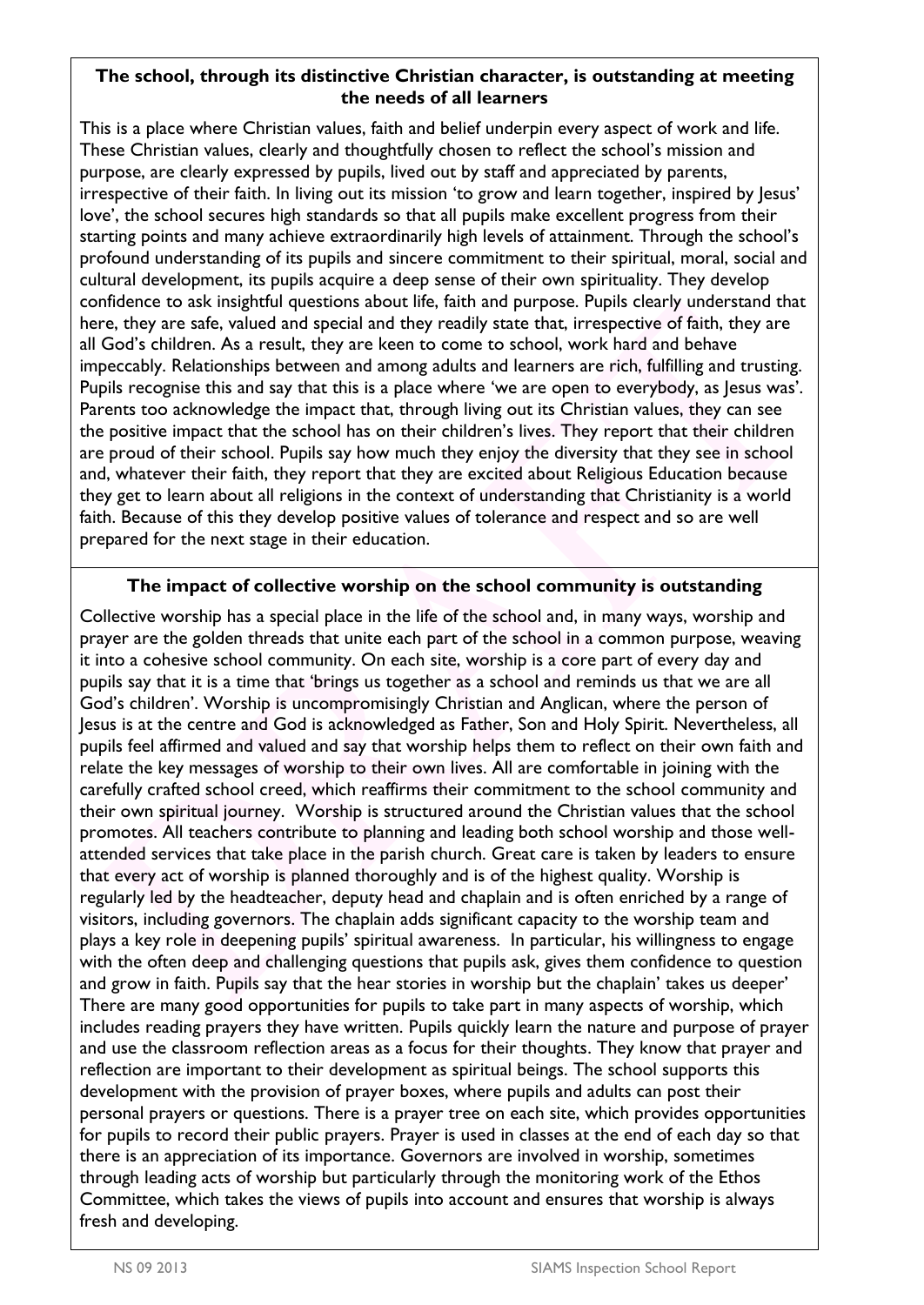**The school, through its distinctive Christian character, is outstanding at meeting the needs of all learners**

This is a place where Christian values, faith and belief underpin every aspect of work and life. These Christian values, clearly and thoughtfully chosen to reflect the school's mission and purpose, are clearly expressed by pupils, lived out by staff and appreciated by parents, irrespective of their faith. In living out its mission 'to grow and learn together, inspired by Jesus' love', the school secures high standards so that all pupils make excellent progress from their starting points and many achieve extraordinarily high levels of attainment. Through the school's profound understanding of its pupils and sincere commitment to their spiritual, moral, social and cultural development, its pupils acquire a deep sense of their own spirituality. They develop confidence to ask insightful questions about life, faith and purpose. Pupils clearly understand that here, they are safe, valued and special and they readily state that, irrespective of faith, they are all God's children. As a result, they are keen to come to school, work hard and behave impeccably. Relationships between and among adults and learners are rich, fulfilling and trusting. Pupils recognise this and say that this is a place where 'we are open to everybody, as Jesus was'. Parents too acknowledge the impact that, through living out its Christian values, they can see the positive impact that the school has on their children's lives. They report that their children are proud of their school. Pupils say how much they enjoy the diversity that they see in school and, whatever their faith, they report that they are excited about Religious Education because they get to learn about all religions in the context of understanding that Christianity is a world faith. Because of this they develop positive values of tolerance and respect and so are well prepared for the next stage in their education.

**The impact of collective worship on the school community is outstanding**

Collective worship has a special place in the life of the school and, in many ways, worship and prayer are the golden threads that unite each part of the school in a common purpose, weaving it into a cohesive school community. On each site, worship is a core part of every day and pupils say that it is a time that 'brings us together as a school and reminds us that we are all God's children'. Worship is uncompromisingly Christian and Anglican, where the person of Jesus is at the centre and God is acknowledged as Father, Son and Holy Spirit. Nevertheless, all pupils feel affirmed and valued and say that worship helps them to reflect on their own faith and relate the key messages of worship to their own lives. All are comfortable in joining with the carefully crafted school creed, which reaffirms their commitment to the school community and their own spiritual journey. Worship is structured around the Christian values that the school promotes. All teachers contribute to planning and leading both school worship and those well-attended services that take place in the parish church. Great care is taken by leaders to ensure that every act of worship is planned thoroughly and is of the highest quality. Worship is regularly led by the headteacher, deputy head and chaplain and is often enriched by a range of visitors, including governors. The chaplain adds significant capacity to the worship team and plays a key role in deepening pupils' spiritual awareness. In particular, his willingness to engage with the often deep and challenging questions that pupils ask, gives them confidence to question and grow in faith. Pupils say that the hear stories in worship but the chaplain' takes us deeper' There are many good opportunities for pupils to take part in many aspects of worship, which includes reading prayers they have written. Pupils quickly learn the nature and purpose of prayer and use the classroom reflection areas as a focus for their thoughts. They know that prayer and reflection are important to their development as spiritual beings. The school supports this development with the provision of prayer boxes, where pupils and adults can post their personal prayers or questions. There is a prayer tree on each site, which provides opportunities for pupils to record their public prayers. Prayer is used in classes at the end of each day so that there is an appreciation of its importance. Governors are involved in worship, sometimes through leading acts of worship but particularly through the monitoring work of the Ethos Committee, which takes the views of pupils into account and ensures that worship is always fresh and developing.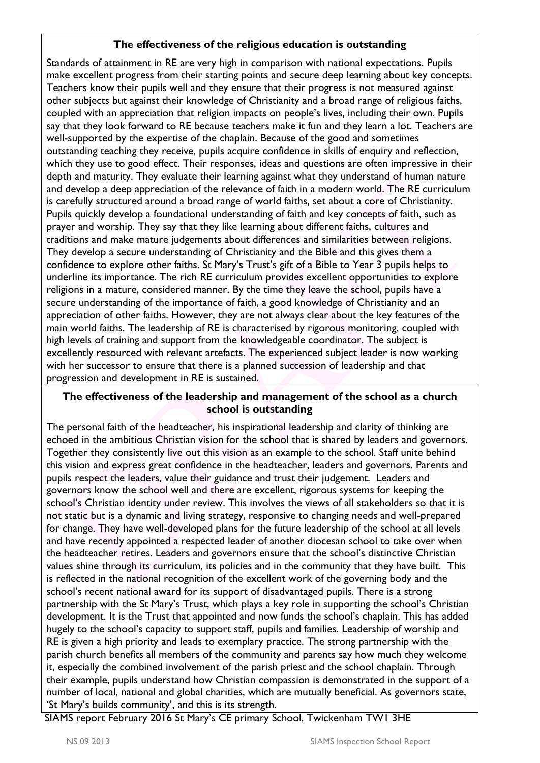### The effectiveness of the religious education is outstanding

Standards of attainment in RE are very high in comparison with national expectations. Pupils make excellent progress from their starting points and secure deep learning about key concepts. Teachers know their pupils well and they ensure that their progress is not measured against other subjects but against their knowledge of Christianity and a broad range of religious faiths, coupled with an appreciation that religion impacts on people's lives, including their own. Pupils say that they look forward to RE because teachers make it fun and they learn a lot. Teachers are well-supported by the expertise of the chaplain. Because of the good and sometimes outstanding teaching they receive, pupils acquire confidence in skills of enquiry and reflection, which they use to good effect. Their responses, ideas and questions are often impressive in their depth and maturity. They evaluate their learning against what they understand of human nature and develop a deep appreciation of the relevance of faith in a modern world. The RE curriculum is carefully structured around a broad range of world faiths, set about a core of Christianity. Pupils quickly develop a foundational understanding of faith and key concepts of faith, such as prayer and worship. They say that they like learning about different faiths, cultures and traditions and make mature judgements about differences and similarities between religions. They develop a secure understanding of Christianity and the Bible and this gives them a confidence to explore other faiths. St Mary's Trust's gift of a Bible to Year 3 pupils helps to underline its importance. The rich RE curriculum provides excellent opportunities to explore religions in a mature, considered manner. By the time they leave the school, pupils have a secure understanding of the importance of faith, a good knowledge of Christianity and an appreciation of other faiths. However, they are not always clear about the key features of the main world faiths. The leadership of RE is characterised by rigorous monitoring, coupled with high levels of training and support from the knowledgeable coordinator. The subject is excellently resourced with relevant artefacts. The experienced subject leader is now working with her successor to ensure that there is a planned succession of leadership and that progression and development in RE is sustained.

### The effectiveness of the leadership and management of the school as a church school is outstanding

The personal faith of the headteacher, his inspirational leadership and clarity of thinking are echoed in the ambitious Christian vision for the school that is shared by leaders and governors. Together they consistently live out this vision as an example to the school. Staff unite behind this vision and express great confidence in the headteacher, leaders and governors. Parents and pupils respect the leaders, value their guidance and trust their judgement. Leaders and governors know the school well and there are excellent, rigorous systems for keeping the school's Christian identity under review. This involves the views of all stakeholders so that it is not static but is a dynamic and living strategy, responsive to changing needs and well-prepared for change. They have well-developed plans for the future leadership of the school at all levels and have recently appointed a respected leader of another diocesan school to take over when the headteacher retires. Leaders and governors ensure that the school's distinctive Christian values shine through its curriculum, its policies and in the community that they have built. This is reflected in the national recognition of the excellent work of the governing body and the school's recent national award for its support of disadvantaged pupils. There is a strong partnership with the St Mary's Trust, which plays a key role in supporting the school's Christian development. It is the Trust that appointed and now funds the school's chaplain. This has added hugely to the school's capacity to support staff, pupils and families. Leadership of worship and RE is given a high priority and leads to exemplary practice. The strong partnership with the parish church benefits all members of the community and parents say how much they welcome it, especially the combined involvement of the parish priest and the school chaplain. Through their example, pupils understand how Christian compassion is demonstrated in the support of a number of local, national and global charities, which are mutually beneficial. As governors state, 'St Mary's builds community', and this is its strength.

SIAMS report February 2016 St Mary's CE primary School, Twickenham TW1 3HE